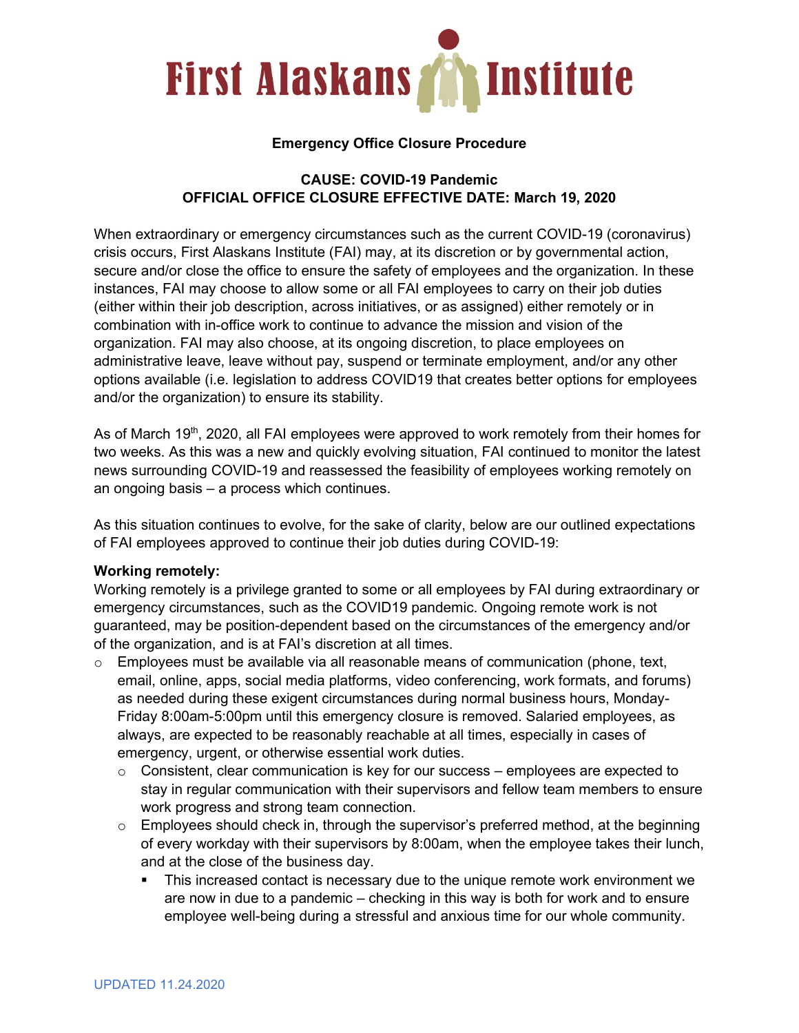# First Alaskans Institute

**Emergency Office Closure Procedure**

**CAUSE: COVID-19 Pandemic**
**OFFICIAL OFFICE CLOSURE EFFECTIVE DATE: March 19, 2020**

When extraordinary or emergency circumstances such as the current COVID-19 (coronavirus) crisis occurs, First Alaskans Institute (FAI) may, at its discretion or by governmental action, secure and/or close the office to ensure the safety of employees and the organization. In these instances, FAI may choose to allow some or all FAI employees to carry on their job duties (either within their job description, across initiatives, or as assigned) either remotely or in combination with in-office work to continue to advance the mission and vision of the organization. FAI may also choose, at its ongoing discretion, to place employees on administrative leave, leave without pay, suspend or terminate employment, and/or any other options available (i.e. legislation to address COVID19 that creates better options for employees and/or the organization) to ensure its stability.

As of March 19th, 2020, all FAI employees were approved to work remotely from their homes for two weeks. As this was a new and quickly evolving situation, FAI continued to monitor the latest news surrounding COVID-19 and reassessed the feasibility of employees working remotely on an ongoing basis – a process which continues.

As this situation continues to evolve, for the sake of clarity, below are our outlined expectations of FAI employees approved to continue their job duties during COVID-19:

**Working remotely:**
Working remotely is a privilege granted to some or all employees by FAI during extraordinary or emergency circumstances, such as the COVID19 pandemic. Ongoing remote work is not guaranteed, may be position-dependent based on the circumstances of the emergency and/or of the organization, and is at FAI's discretion at all times.

- Employees must be available via all reasonable means of communication (phone, text, email, online, apps, social media platforms, video conferencing, work formats, and forums) as needed during these exigent circumstances during normal business hours, Monday-Friday 8:00am-5:00pm until this emergency closure is removed. Salaried employees, as always, are expected to be reasonably reachable at all times, especially in cases of emergency, urgent, or otherwise essential work duties.
  - Consistent, clear communication is key for our success – employees are expected to stay in regular communication with their supervisors and fellow team members to ensure work progress and strong team connection.
  - Employees should check in, through the supervisor's preferred method, at the beginning of every workday with their supervisors by 8:00am, when the employee takes their lunch, and at the close of the business day.
    - This increased contact is necessary due to the unique remote work environment we are now in due to a pandemic – checking in this way is both for work and to ensure employee well-being during a stressful and anxious time for our whole community.

UPDATED 11.24.2020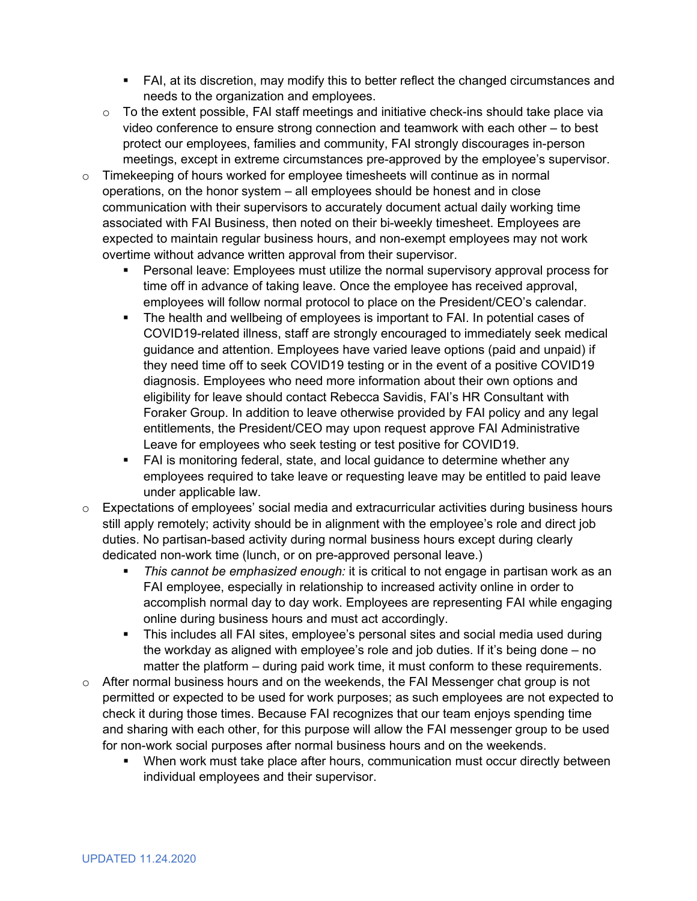- FAI, at its discretion, may modify this to better reflect the changed circumstances and needs to the organization and employees.
    - To the extent possible, FAI staff meetings and initiative check-ins should take place via video conference to ensure strong connection and teamwork with each other – to best protect our employees, families and community, FAI strongly discourages in-person meetings, except in extreme circumstances pre-approved by the employee's supervisor.
- Timekeeping of hours worked for employee timesheets will continue as in normal operations, on the honor system – all employees should be honest and in close communication with their supervisors to accurately document actual daily working time associated with FAI Business, then noted on their bi-weekly timesheet. Employees are expected to maintain regular business hours, and non-exempt employees may not work overtime without advance written approval from their supervisor.
    - Personal leave: Employees must utilize the normal supervisory approval process for time off in advance of taking leave. Once the employee has received approval, employees will follow normal protocol to place on the President/CEO's calendar.
    - The health and wellbeing of employees is important to FAI. In potential cases of COVID19-related illness, staff are strongly encouraged to immediately seek medical guidance and attention. Employees have varied leave options (paid and unpaid) if they need time off to seek COVID19 testing or in the event of a positive COVID19 diagnosis. Employees who need more information about their own options and eligibility for leave should contact Rebecca Savidis, FAI's HR Consultant with Foraker Group. In addition to leave otherwise provided by FAI policy and any legal entitlements, the President/CEO may upon request approve FAI Administrative Leave for employees who seek testing or test positive for COVID19.
    - FAI is monitoring federal, state, and local guidance to determine whether any employees required to take leave or requesting leave may be entitled to paid leave under applicable law.
- Expectations of employees' social media and extracurricular activities during business hours still apply remotely; activity should be in alignment with the employee's role and direct job duties. No partisan-based activity during normal business hours except during clearly dedicated non-work time (lunch, or on pre-approved personal leave.)
    - *This cannot be emphasized enough:* it is critical to not engage in partisan work as an FAI employee, especially in relationship to increased activity online in order to accomplish normal day to day work. Employees are representing FAI while engaging online during business hours and must act accordingly.
    - This includes all FAI sites, employee's personal sites and social media used during the workday as aligned with employee's role and job duties. If it's being done – no matter the platform – during paid work time, it must conform to these requirements.
- After normal business hours and on the weekends, the FAI Messenger chat group is not permitted or expected to be used for work purposes; as such employees are not expected to check it during those times. Because FAI recognizes that our team enjoys spending time and sharing with each other, for this purpose will allow the FAI messenger group to be used for non-work social purposes after normal business hours and on the weekends.
    - When work must take place after hours, communication must occur directly between individual employees and their supervisor.

UPDATED 11.24.2020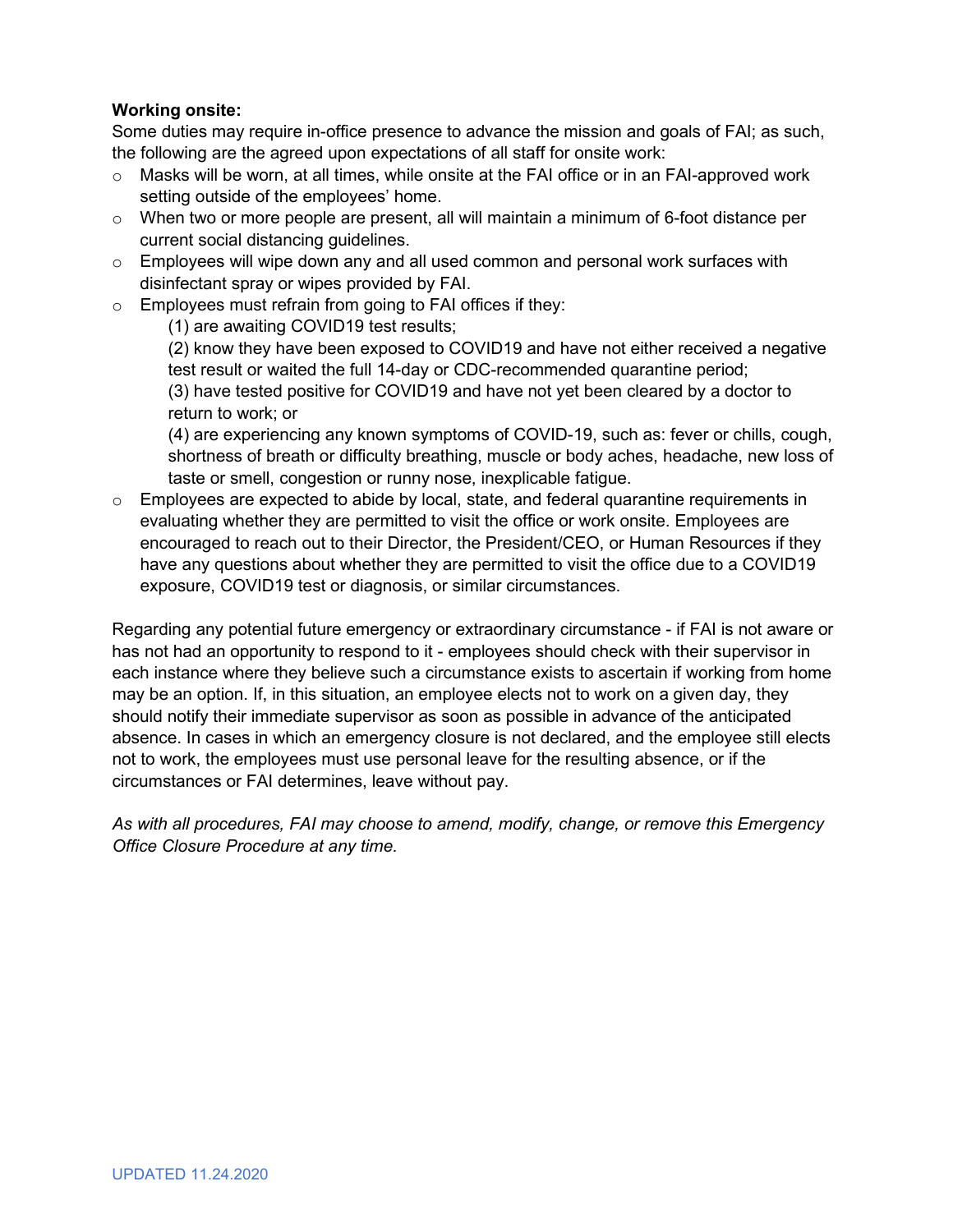**Working onsite:**
Some duties may require in-office presence to advance the mission and goals of FAI; as such, the following are the agreed upon expectations of all staff for onsite work:

- Masks will be worn, at all times, while onsite at the FAI office or in an FAI-approved work setting outside of the employees' home.
- When two or more people are present, all will maintain a minimum of 6-foot distance per current social distancing guidelines.
- Employees will wipe down any and all used common and personal work surfaces with disinfectant spray or wipes provided by FAI.
- Employees must refrain from going to FAI offices if they:
  (1) are awaiting COVID19 test results;
  (2) know they have been exposed to COVID19 and have not either received a negative test result or waited the full 14-day or CDC-recommended quarantine period;
  (3) have tested positive for COVID19 and have not yet been cleared by a doctor to return to work; or
  (4) are experiencing any known symptoms of COVID-19, such as: fever or chills, cough, shortness of breath or difficulty breathing, muscle or body aches, headache, new loss of taste or smell, congestion or runny nose, inexplicable fatigue.
- Employees are expected to abide by local, state, and federal quarantine requirements in evaluating whether they are permitted to visit the office or work onsite. Employees are encouraged to reach out to their Director, the President/CEO, or Human Resources if they have any questions about whether they are permitted to visit the office due to a COVID19 exposure, COVID19 test or diagnosis, or similar circumstances.

Regarding any potential future emergency or extraordinary circumstance - if FAI is not aware or has not had an opportunity to respond to it - employees should check with their supervisor in each instance where they believe such a circumstance exists to ascertain if working from home may be an option. If, in this situation, an employee elects not to work on a given day, they should notify their immediate supervisor as soon as possible in advance of the anticipated absence. In cases in which an emergency closure is not declared, and the employee still elects not to work, the employees must use personal leave for the resulting absence, or if the circumstances or FAI determines, leave without pay.

*As with all procedures, FAI may choose to amend, modify, change, or remove this Emergency Office Closure Procedure at any time.*

UPDATED 11.24.2020